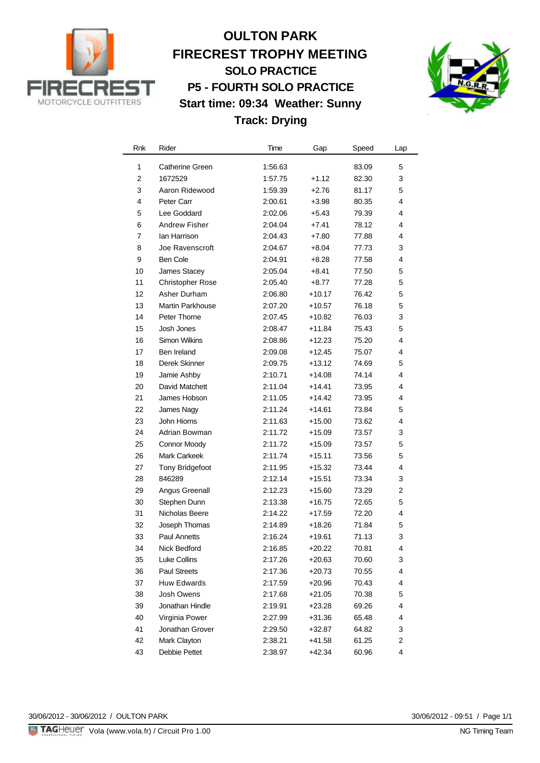# OULTON PARK
## FIRECREST TROPHY MEETING
### SOLO PRACTICE
### P5 - FOURTH SOLO PRACTICE
### Start time: 09:34 Weather: Sunny
### Track: Drying

| Rnk | Rider | Time | Gap | Speed | Lap |
|---|---|---|---|---|---|
| 1 | Catherine Green | 1:56.63 | | 83.09 | 5 |
| 2 | 1672529 | 1:57.75 | +1.12 | 82.30 | 3 |
| 3 | Aaron Ridewood | 1:59.39 | +2.76 | 81.17 | 5 |
| 4 | Peter Carr | 2:00.61 | +3.98 | 80.35 | 4 |
| 5 | Lee Goddard | 2:02.06 | +5.43 | 79.39 | 4 |
| 6 | Andrew Fisher | 2:04.04 | +7.41 | 78.12 | 4 |
| 7 | Ian Harrison | 2:04.43 | +7.80 | 77.88 | 4 |
| 8 | Joe Ravenscroft | 2:04.67 | +8.04 | 77.73 | 3 |
| 9 | Ben Cole | 2:04.91 | +8.28 | 77.58 | 4 |
| 10 | James Stacey | 2:05.04 | +8.41 | 77.50 | 5 |
| 11 | Christopher Rose | 2:05.40 | +8.77 | 77.28 | 5 |
| 12 | Asher Durham | 2:06.80 | +10.17 | 76.42 | 5 |
| 13 | Martin Parkhouse | 2:07.20 | +10.57 | 76.18 | 5 |
| 14 | Peter Thorne | 2:07.45 | +10.82 | 76.03 | 3 |
| 15 | Josh Jones | 2:08.47 | +11.84 | 75.43 | 5 |
| 16 | Simon Wilkins | 2:08.86 | +12.23 | 75.20 | 4 |
| 17 | Ben Ireland | 2:09.08 | +12.45 | 75.07 | 4 |
| 18 | Derek Skinner | 2:09.75 | +13.12 | 74.69 | 5 |
| 19 | Jamie Ashby | 2:10.71 | +14.08 | 74.14 | 4 |
| 20 | David Matchett | 2:11.04 | +14.41 | 73.95 | 4 |
| 21 | James Hobson | 2:11.05 | +14.42 | 73.95 | 4 |
| 22 | James Nagy | 2:11.24 | +14.61 | 73.84 | 5 |
| 23 | John Hiorns | 2:11.63 | +15.00 | 73.62 | 4 |
| 24 | Adrian Bowman | 2:11.72 | +15.09 | 73.57 | 3 |
| 25 | Connor Moody | 2:11.72 | +15.09 | 73.57 | 5 |
| 26 | Mark Carkeek | 2:11.74 | +15.11 | 73.56 | 5 |
| 27 | Tony Bridgefoot | 2:11.95 | +15.32 | 73.44 | 4 |
| 28 | 846289 | 2:12.14 | +15.51 | 73.34 | 3 |
| 29 | Angus Greenall | 2:12.23 | +15.60 | 73.29 | 2 |
| 30 | Stephen Dunn | 2:13.38 | +16.75 | 72.65 | 5 |
| 31 | Nicholas Beere | 2:14.22 | +17.59 | 72.20 | 4 |
| 32 | Joseph Thomas | 2:14.89 | +18.26 | 71.84 | 5 |
| 33 | Paul Annetts | 2:16.24 | +19.61 | 71.13 | 3 |
| 34 | Nick Bedford | 2:16.85 | +20.22 | 70.81 | 4 |
| 35 | Luke Collins | 2:17.26 | +20.63 | 70.60 | 3 |
| 36 | Paul Streets | 2:17.36 | +20.73 | 70.55 | 4 |
| 37 | Huw Edwards | 2:17.59 | +20.96 | 70.43 | 4 |
| 38 | Josh Owens | 2:17.68 | +21.05 | 70.38 | 5 |
| 39 | Jonathan Hindle | 2:19.91 | +23.28 | 69.26 | 4 |
| 40 | Virginia Power | 2:27.99 | +31.36 | 65.48 | 4 |
| 41 | Jonathan Grover | 2:29.50 | +32.87 | 64.82 | 3 |
| 42 | Mark Clayton | 2:38.21 | +41.58 | 61.25 | 2 |
| 43 | Debbie Pettet | 2:38.97 | +42.34 | 60.96 | 4 |

30/06/2012 - 30/06/2012 / OULTON PARK — 30/06/2012 - 09:51

Vola (www.vola.fr) / Circuit Pro 1.00 — NG Timing Team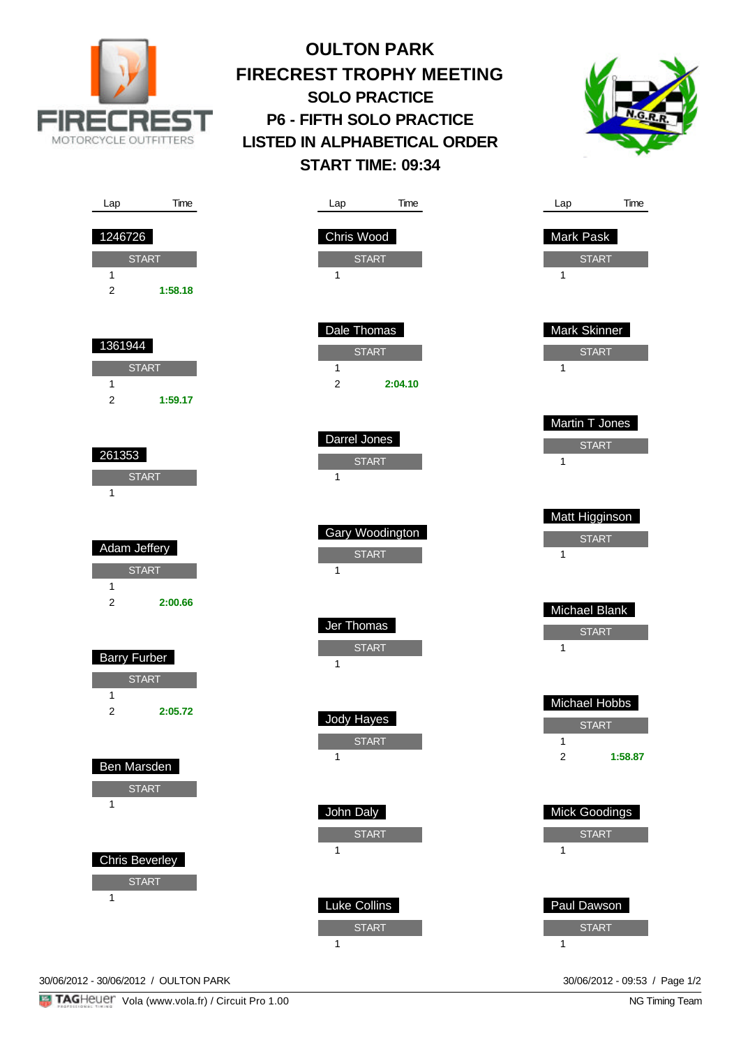# OULTON PARK
## FIRECREST TROPHY MEETING
### SOLO PRACTICE
### P6 - FIFTH SOLO PRACTICE
### LISTED IN ALPHABETICAL ORDER
### START TIME: 09:34

**1246726**

| Lap | Time |
|---|---|
| START | |
| 1 | |
| 2 | 1:58.18 |

**1361944**

| Lap | Time |
|---|---|
| START | |
| 1 | |
| 2 | 1:59.17 |

**261353**

| Lap | Time |
|---|---|
| START | |
| 1 | |

**Adam Jeffery**

| Lap | Time |
|---|---|
| START | |
| 1 | |
| 2 | 2:00.66 |

**Barry Furber**

| Lap | Time |
|---|---|
| START | |
| 1 | |
| 2 | 2:05.72 |

**Ben Marsden**

| Lap | Time |
|---|---|
| START | |
| 1 | |

**Chris Beverley**

| Lap | Time |
|---|---|
| START | |
| 1 | |

**Chris Wood**

| Lap | Time |
|---|---|
| START | |
| 1 | |

**Dale Thomas**

| Lap | Time |
|---|---|
| START | |
| 1 | |
| 2 | 2:04.10 |

**Darrel Jones**

| Lap | Time |
|---|---|
| START | |
| 1 | |

**Gary Woodington**

| Lap | Time |
|---|---|
| START | |
| 1 | |

**Jer Thomas**

| Lap | Time |
|---|---|
| START | |
| 1 | |

**Jody Hayes**

| Lap | Time |
|---|---|
| START | |
| 1 | |

**John Daly**

| Lap | Time |
|---|---|
| START | |
| 1 | |

**Luke Collins**

| Lap | Time |
|---|---|
| START | |
| 1 | |

**Mark Pask**

| Lap | Time |
|---|---|
| START | |
| 1 | |

**Mark Skinner**

| Lap | Time |
|---|---|
| START | |
| 1 | |

**Martin T Jones**

| Lap | Time |
|---|---|
| START | |
| 1 | |

**Matt Higginson**

| Lap | Time |
|---|---|
| START | |
| 1 | |

**Michael Blank**

| Lap | Time |
|---|---|
| START | |
| 1 | |

**Michael Hobbs**

| Lap | Time |
|---|---|
| START | |
| 1 | |
| 2 | 1:58.87 |

**Mick Goodings**

| Lap | Time |
|---|---|
| START | |
| 1 | |

**Paul Dawson**

| Lap | Time |
|---|---|
| START | |
| 1 | |

30/06/2012 - 30/06/2012 / OULTON PARK — 30/06/2012 - 09:53 / Page 1/2

Vola (www.vola.fr) / Circuit Pro 1.00 — NG Timing Team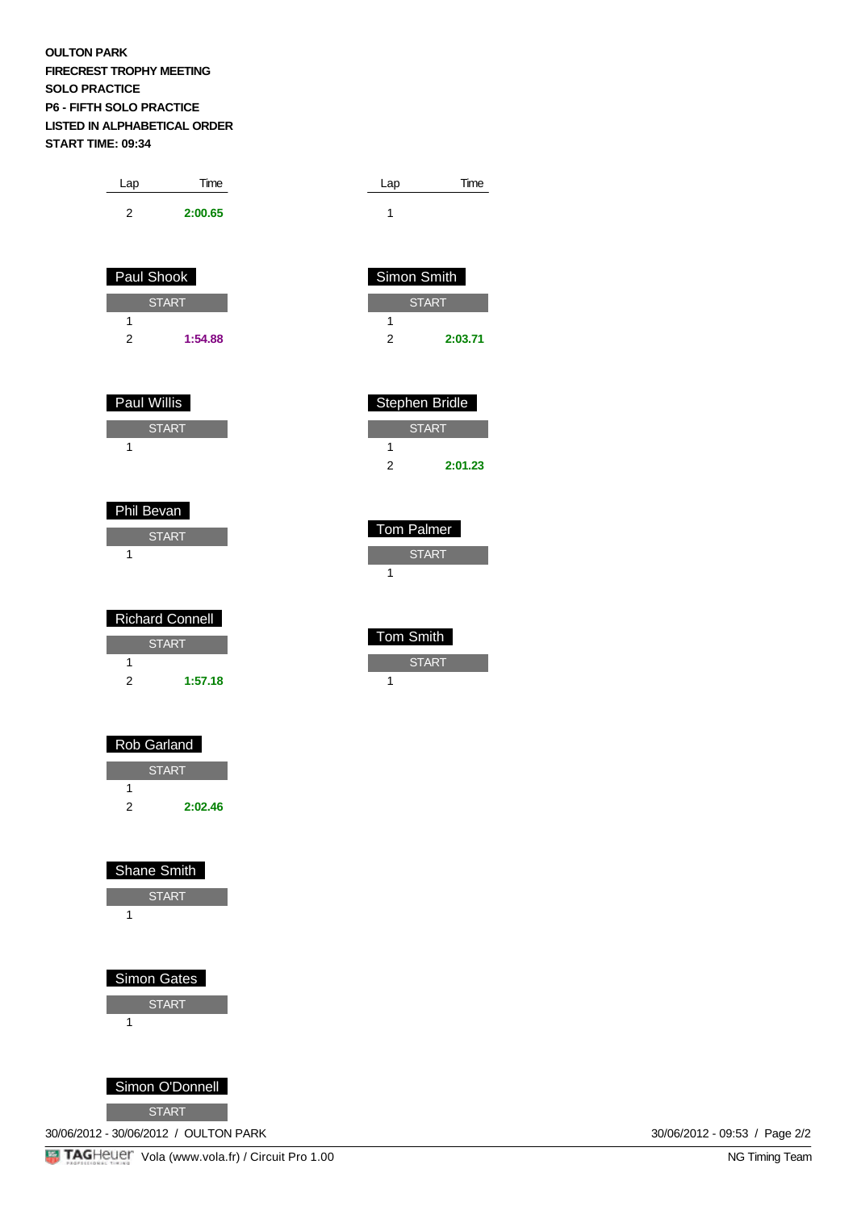**OULTON PARK**
**FIRECREST TROPHY MEETING**
**SOLO PRACTICE**
**P6 - FIFTH SOLO PRACTICE**
**LISTED IN ALPHABETICAL ORDER**
**START TIME: 09:34**

| Lap | Time |
|---|---|
| 2 | **2:00.65** |

### Paul Shook

| Lap | Time |
|---|---|
| START | |
| 1 | |
| 2 | **1:54.88** |

### Paul Willis

| Lap | Time |
|---|---|
| START | |
| 1 | |

### Phil Bevan

| Lap | Time |
|---|---|
| START | |
| 1 | |

### Richard Connell

| Lap | Time |
|---|---|
| START | |
| 1 | |
| 2 | **1:57.18** |

### Rob Garland

| Lap | Time |
|---|---|
| START | |
| 1 | |
| 2 | **2:02.46** |

### Shane Smith

| Lap | Time |
|---|---|
| START | |
| 1 | |

### Simon Gates

| Lap | Time |
|---|---|
| START | |
| 1 | |

### Simon O'Donnell

| Lap | Time |
|---|---|
| START | |

| Lap | Time |
|---|---|
| 1 | |

### Simon Smith

| Lap | Time |
|---|---|
| START | |
| 1 | |
| 2 | **2:03.71** |

### Stephen Bridle

| Lap | Time |
|---|---|
| START | |
| 1 | |
| 2 | **2:01.23** |

### Tom Palmer

| Lap | Time |
|---|---|
| START | |
| 1 | |

### Tom Smith

| Lap | Time |
|---|---|
| START | |
| 1 | |

30/06/2012 - 30/06/2012 / OULTON PARK

30/06/2012 - 09:53

TAG Heuer Vola (www.vola.fr) / Circuit Pro 1.00

NG Timing Team